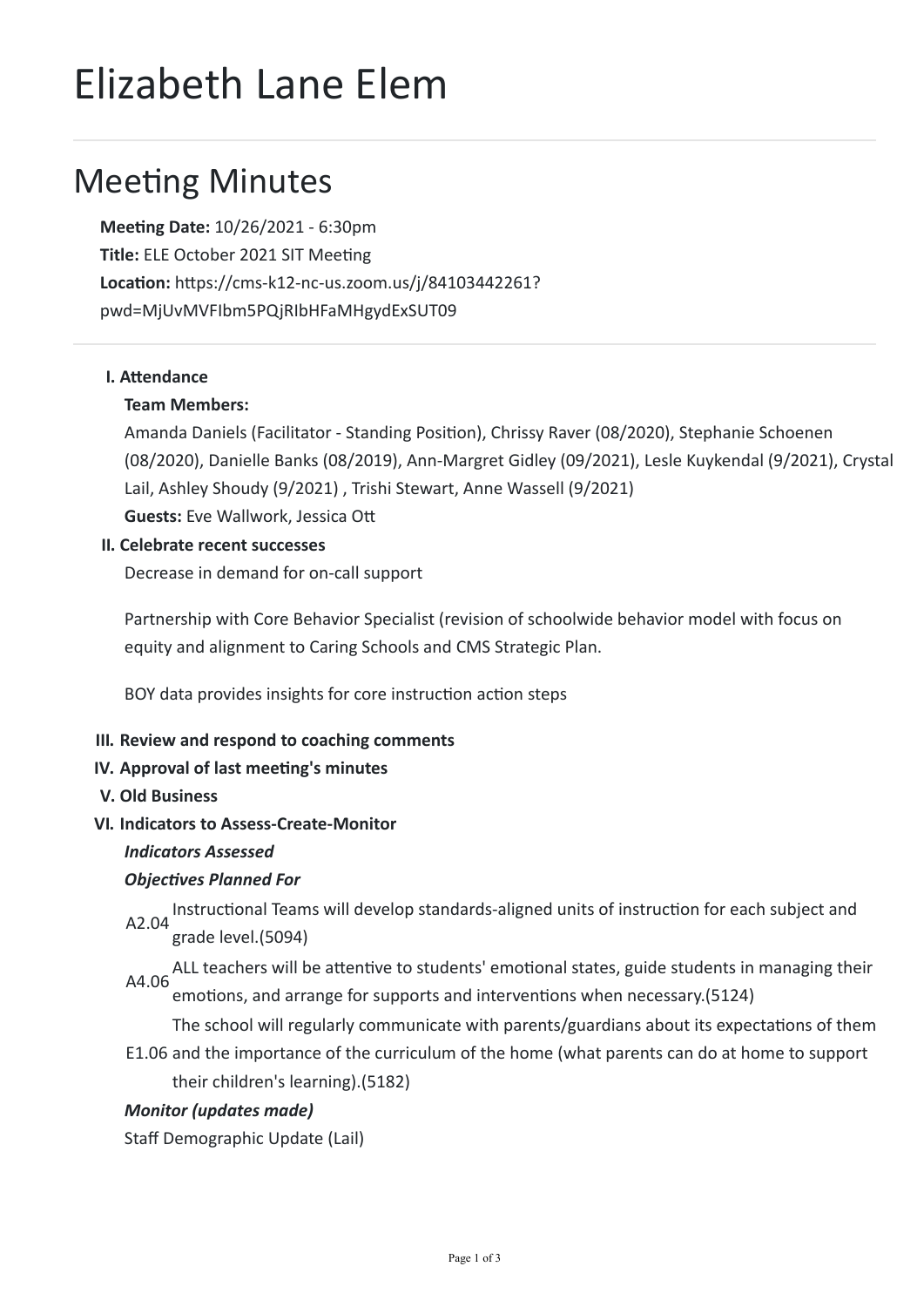# Elizabeth Lane Elem

## Meeting Minutes

**Meeting Date:** 10/26/2021 - 6:30pm
**Title:** ELE October 2021 SIT Meeting
**Location:** https://cms-k12-nc-us.zoom.us/j/84103442261?pwd=MjUvMVFIbm5PQjRIbHFaMHgydExSUT09

---

**I. Attendance**

**Team Members:**

Amanda Daniels (Facilitator - Standing Position), Chrissy Raver (08/2020), Stephanie Schoenen (08/2020), Danielle Banks (08/2019), Ann-Margret Gidley (09/2021), Lesle Kuykendal (9/2021), Crystal Lail, Ashley Shoudy (9/2021) , Trishi Stewart, Anne Wassell (9/2021)

**Guests:** Eve Wallwork, Jessica Ott

**II. Celebrate recent successes**

Decrease in demand for on-call support

Partnership with Core Behavior Specialist (revision of schoolwide behavior model with focus on equity and alignment to Caring Schools and CMS Strategic Plan.

BOY data provides insights for core instruction action steps

**III. Review and respond to coaching comments**

**IV. Approval of last meeting's minutes**

**V. Old Business**

**VI. Indicators to Assess-Create-Monitor**

***Indicators Assessed***

***Objectives Planned For***

A2.04 Instructional Teams will develop standards-aligned units of instruction for each subject and grade level.(5094)

A4.06 ALL teachers will be attentive to students' emotional states, guide students in managing their emotions, and arrange for supports and interventions when necessary.(5124)

E1.06 The school will regularly communicate with parents/guardians about its expectations of them and the importance of the curriculum of the home (what parents can do at home to support their children's learning).(5182)

***Monitor (updates made)***

Staff Demographic Update (Lail)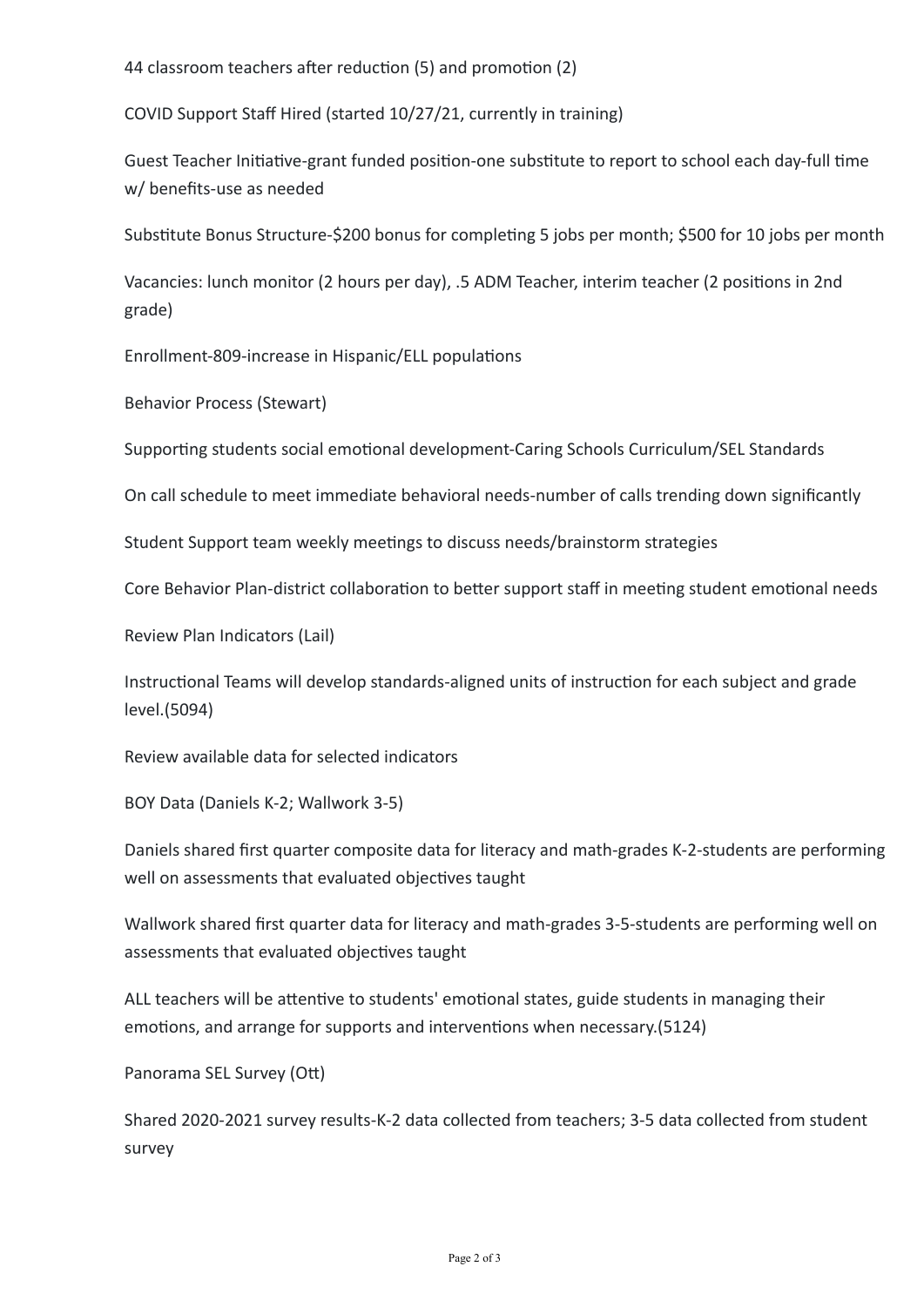44 classroom teachers after reduction (5) and promotion (2)

COVID Support Staff Hired (started 10/27/21, currently in training)

Guest Teacher Initiative-grant funded position-one substitute to report to school each day-full time w/ benefits-use as needed

Substitute Bonus Structure-$200 bonus for completing 5 jobs per month; $500 for 10 jobs per month

Vacancies: lunch monitor (2 hours per day), .5 ADM Teacher, interim teacher (2 positions in 2nd grade)

Enrollment-809-increase in Hispanic/ELL populations

Behavior Process (Stewart)

Supporting students social emotional development-Caring Schools Curriculum/SEL Standards

On call schedule to meet immediate behavioral needs-number of calls trending down significantly

Student Support team weekly meetings to discuss needs/brainstorm strategies

Core Behavior Plan-district collaboration to better support staff in meeting student emotional needs

Review Plan Indicators (Lail)

Instructional Teams will develop standards-aligned units of instruction for each subject and grade level.(5094)

Review available data for selected indicators

BOY Data (Daniels K-2; Wallwork 3-5)

Daniels shared first quarter composite data for literacy and math-grades K-2-students are performing well on assessments that evaluated objectives taught

Wallwork shared first quarter data for literacy and math-grades 3-5-students are performing well on assessments that evaluated objectives taught

ALL teachers will be attentive to students' emotional states, guide students in managing their emotions, and arrange for supports and interventions when necessary.(5124)

Panorama SEL Survey (Ott)

Shared 2020-2021 survey results-K-2 data collected from teachers; 3-5 data collected from student survey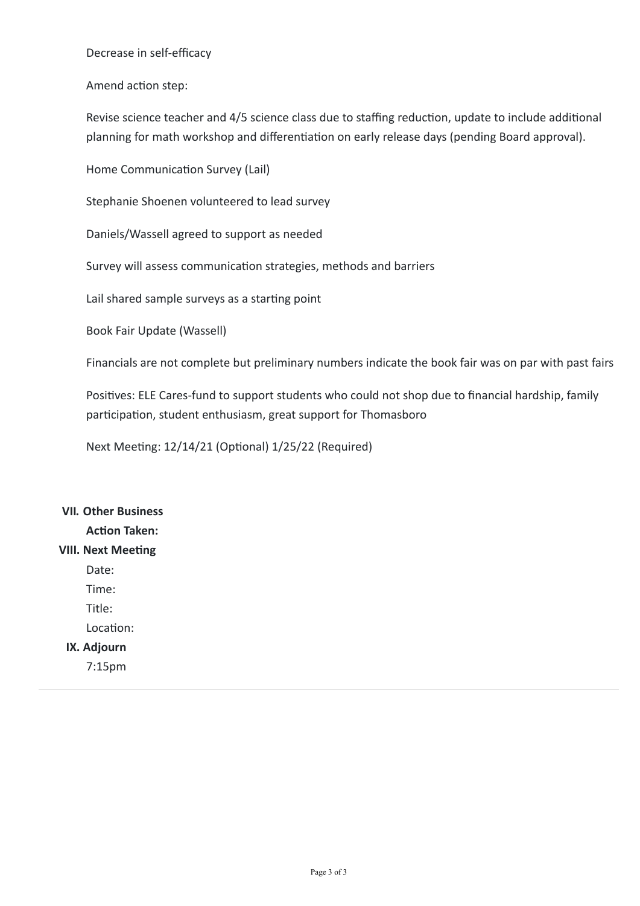Decrease in self-efficacy

Amend action step:

Revise science teacher and 4/5 science class due to staffing reduction, update to include additional planning for math workshop and differentiation on early release days (pending Board approval).

Home Communication Survey (Lail)

Stephanie Shoenen volunteered to lead survey

Daniels/Wassell agreed to support as needed

Survey will assess communication strategies, methods and barriers

Lail shared sample surveys as a starting point

Book Fair Update (Wassell)

Financials are not complete but preliminary numbers indicate the book fair was on par with past fairs

Positives: ELE Cares-fund to support students who could not shop due to financial hardship, family participation, student enthusiasm, great support for Thomasboro

Next Meeting: 12/14/21 (Optional) 1/25/22 (Required)

## VII. Other Business

**Action Taken:**

## VIII. Next Meeting

Date:

Time:

Title:

Location:

## IX. Adjourn

7:15pm